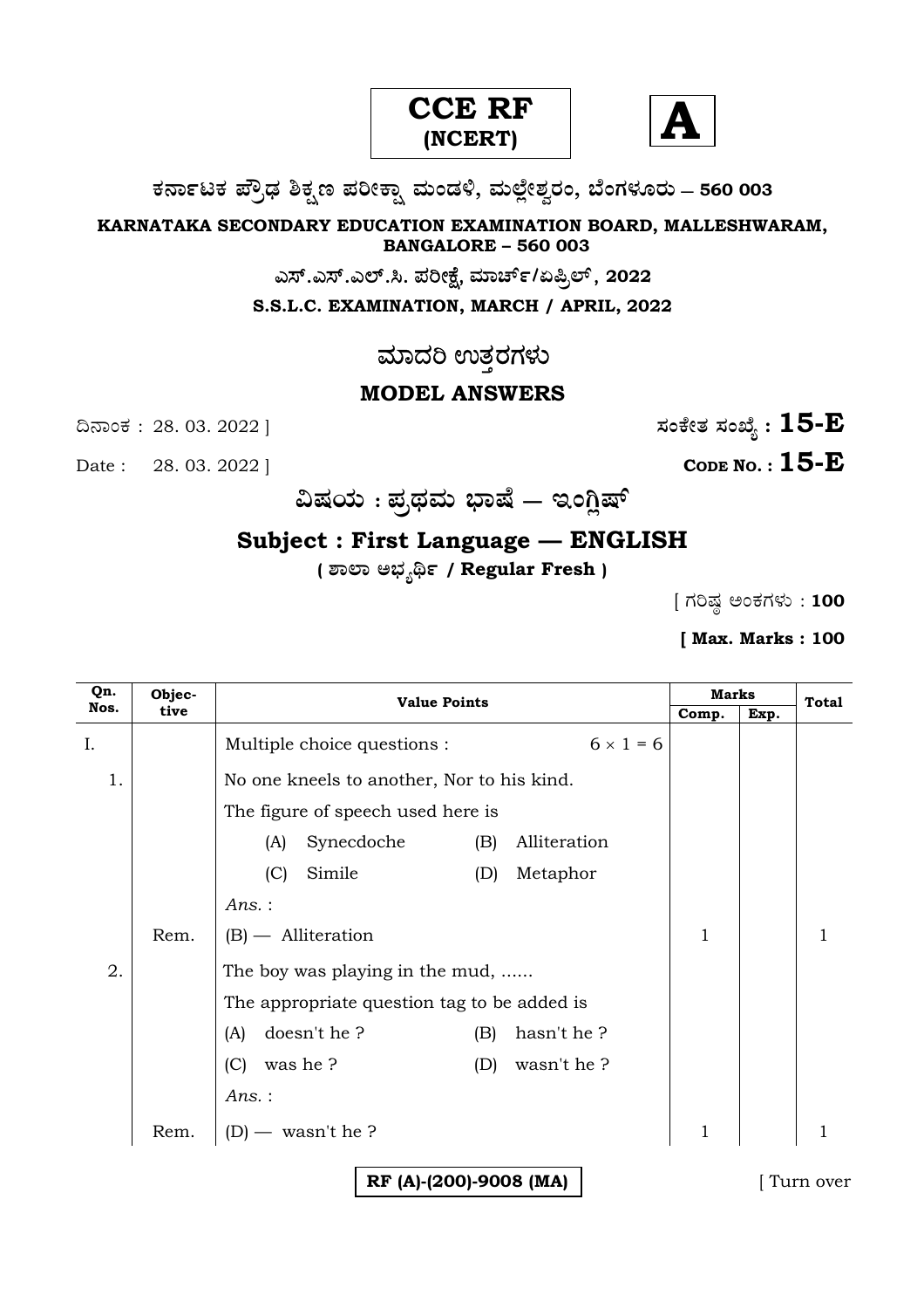**CCE RF (NCERT)**

**A**

**ಕರ್ನಾಟಕ ಪ್ರೌಢ ಶಿಕ್ಷಣ ಪರೀಕ್ಷಾ ಮಂಡಳಿ, ಮಲ್ಲೇಶ್ವರಂ, ಬೆಂಗಳೂರು – 560 003**

**KARNATAKA SECONDARY EDUCATION EXAMINATION BOARD, MALLESHWARAM, BANGALORE – 560 003**

**ಎಸ್.ಎಸ್.ಎಲ್.ಸಿ. ಪರೀಕ್ಷೆ, ಮಾರ್ಚ್/ಏಪ್ರಿಲ್, 2022**

**S.S.L.C. EXAMINATION, MARCH / APRIL, 2022**

# ಮಾದರಿ ಉತ್ತರಗಳು

## MODEL ANSWERS

ದಿನಾಂಕ : 28. 03. 2022 ] **ಸಂಕೇತ ಸಂಖ್ಯೆ : 15-E**

Date : 28. 03. 2022 ] **CODE NO. : 15-E**

## ವಿಷಯ : ಪ್ರಥಮ ಭಾಷೆ — ಇಂಗ್ಲಿಷ್

## Subject : First Language — ENGLISH

**( ಶಾಲಾ ಅಭ್ಯರ್ಥಿ / Regular Fresh )**

[ ಗರಿಷ್ಠ ಅಂಕಗಳು : **100**

**[ Max. Marks : 100**

| Qn. Nos. | Objective | Value Points | Marks Comp. | Marks Exp. | Total |
|---|---|---|---|---|---|
| I. | | Multiple choice questions : $6 \times 1 = 6$ | | | |
| 1. | | No one kneels to another, Nor to his kind.<br>The figure of speech used here is<br>(A) Synecdoche (B) Alliteration<br>(C) Simile (D) Metaphor<br>*Ans.* : | | | |
| | Rem. | (B) — Alliteration | 1 | | 1 |
| 2. | | The boy was playing in the mud, ......<br>The appropriate question tag to be added is<br>(A) doesn't he ? (B) hasn't he ?<br>(C) was he ? (D) wasn't he ?<br>*Ans.* : | | | |
| | Rem. | (D) — wasn't he ? | 1 | | 1 |

RF (A)-(200)-9008 (MA)

[ Turn over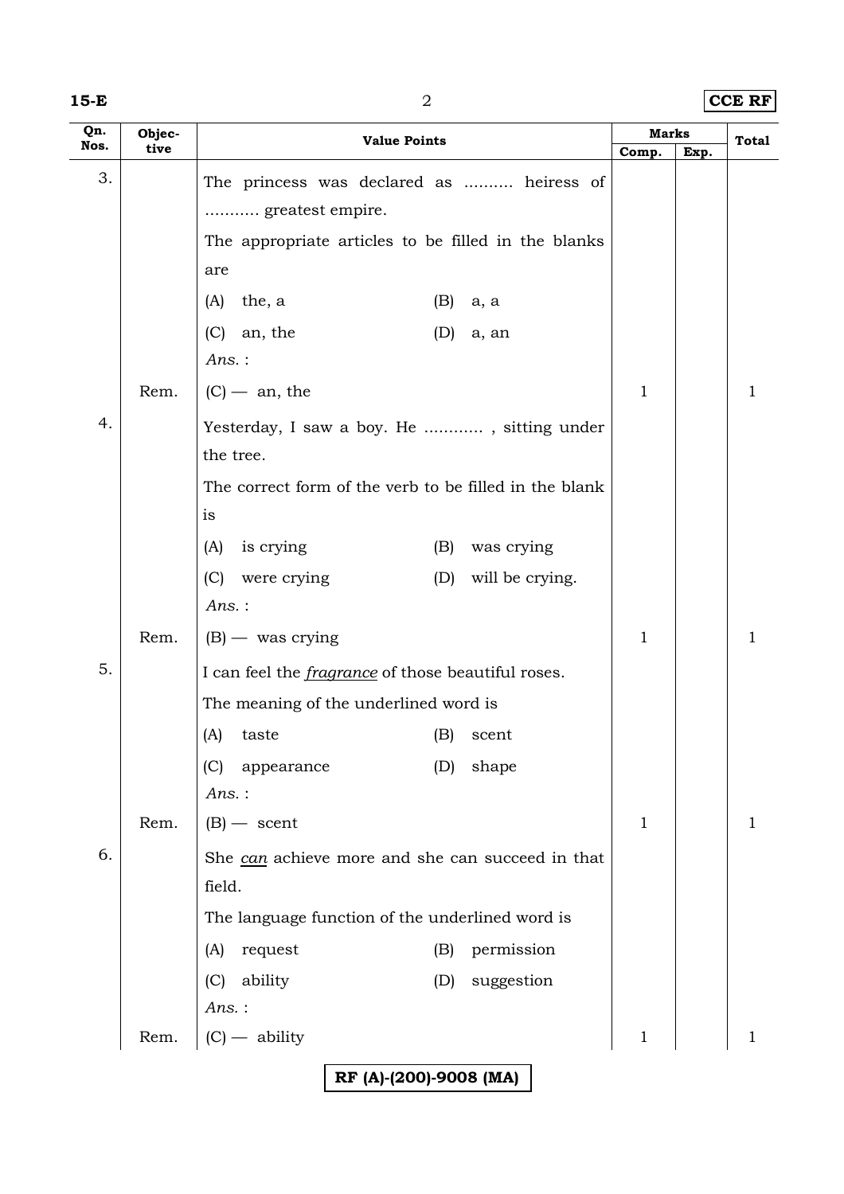| Qn. Nos. | Objective | Value Points | Marks | | Total |
|---|---|---|---|---|---|
| | | | Comp. | Exp. | |
| 3. | | The princess was declared as .......... heiress of .......... greatest empire.<br>The appropriate articles to be filled in the blanks are<br>(A) the, a (B) a, a<br>(C) an, the (D) a, an<br>*Ans.* : | | | |
| | Rem. | (C) — an, the | 1 | | 1 |
| 4. | | Yesterday, I saw a boy. He ............ , sitting under the tree.<br>The correct form of the verb to be filled in the blank is<br>(A) is crying (B) was crying<br>(C) were crying (D) will be crying.<br>*Ans.* : | | | |
| | Rem. | (B) — was crying | 1 | | 1 |
| 5. | | I can feel the *fragrance* of those beautiful roses.<br>The meaning of the underlined word is<br>(A) taste (B) scent<br>(C) appearance (D) shape<br>*Ans.* : | | | |
| | Rem. | (B) — scent | 1 | | 1 |
| 6. | | She *can* achieve more and she can succeed in that field.<br>The language function of the underlined word is<br>(A) request (B) permission<br>(C) ability (D) suggestion<br>*Ans.* : | | | |
| | Rem. | (C) — ability | 1 | | 1 |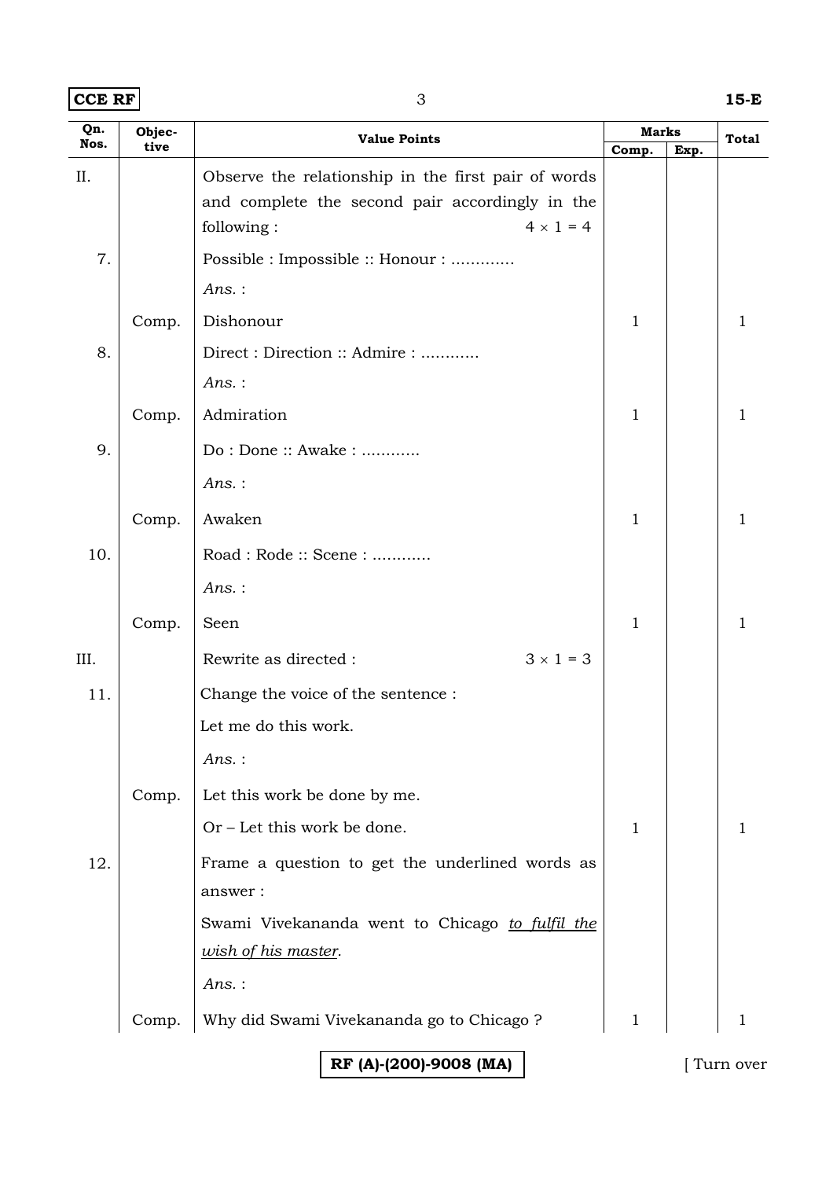| Qn. Nos. | Objective | Value Points | Marks | | Total |
|---|---|---|---|---|---|
| | | | Comp. | Exp. | |
| II. | | Observe the relationship in the first pair of words and complete the second pair accordingly in the following : $4 \times 1 = 4$ | | | |
| 7. | | Possible : Impossible :: Honour : ............ | | | |
| | | *Ans.* : | | | |
| | Comp. | Dishonour | 1 | | 1 |
| 8. | | Direct : Direction :: Admire : ........... | | | |
| | | *Ans.* : | | | |
| | Comp. | Admiration | 1 | | 1 |
| 9. | | Do : Done :: Awake : ........... | | | |
| | | *Ans.* : | | | |
| | Comp. | Awaken | 1 | | 1 |
| 10. | | Road : Rode :: Scene : ........... | | | |
| | | *Ans.* : | | | |
| | Comp. | Seen | 1 | | 1 |
| III. | | Rewrite as directed : $3 \times 1 = 3$ | | | |
| 11. | | Change the voice of the sentence : | | | |
| | | Let me do this work. | | | |
| | | *Ans.* : | | | |
| | Comp. | Let this work be done by me. | | | |
| | | Or – Let this work be done. | 1 | | 1 |
| 12. | | Frame a question to get the underlined words as answer : | | | |
| | | Swami Vivekananda went to Chicago <u>*to fulfil the wish of his master.*</u> | | | |
| | | *Ans.* : | | | |
| | Comp. | Why did Swami Vivekananda go to Chicago ? | 1 | | 1 |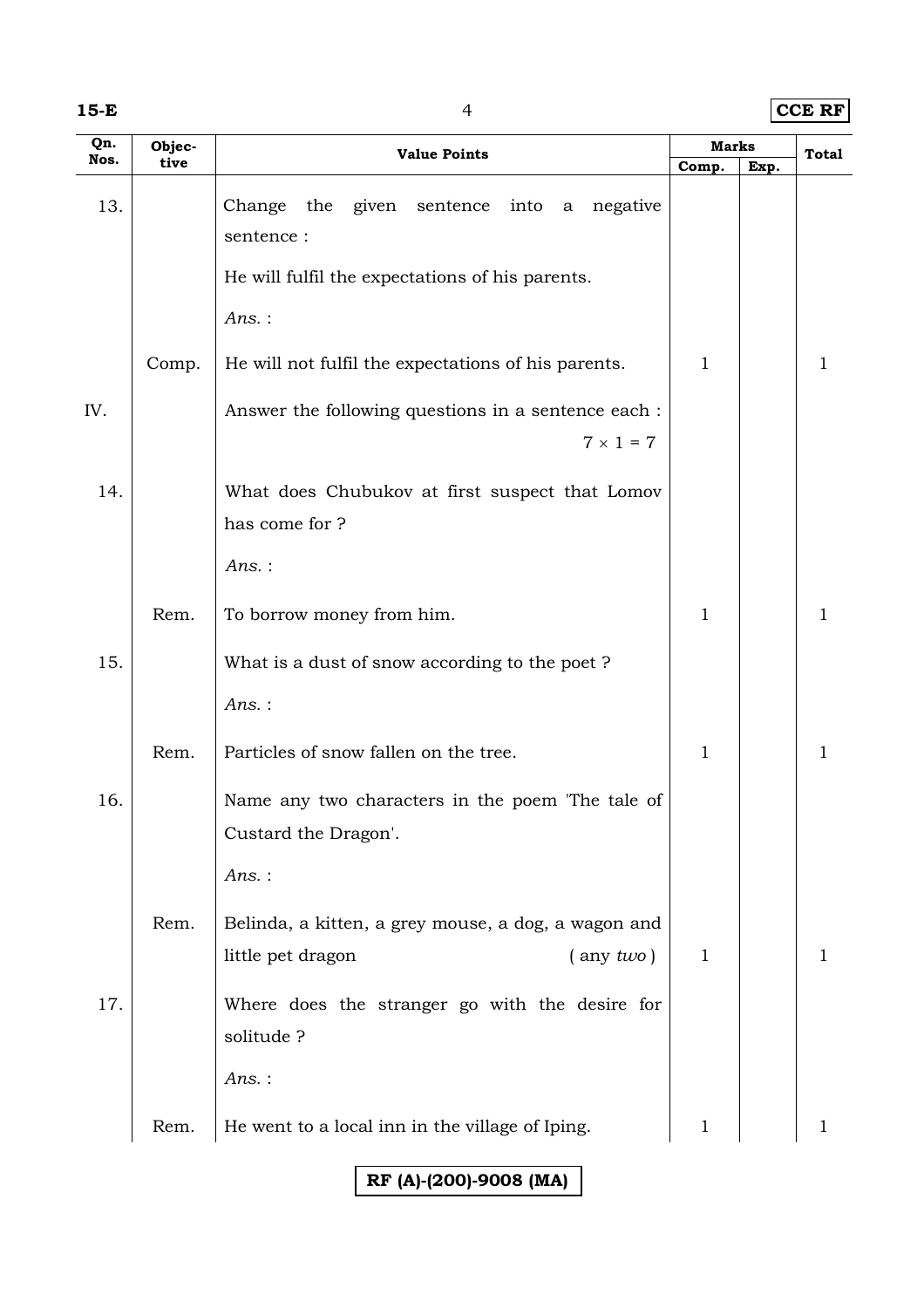| Qn. Nos. | Objec-tive | Value Points | Marks | | Total |
|---|---|---|---|---|---|
| | | | Comp. | Exp. | |
| 13. | | Change the given sentence into a negative sentence : | | | |
| | | He will fulfil the expectations of his parents. | | | |
| | | *Ans.* : | | | |
| | Comp. | He will not fulfil the expectations of his parents. | 1 | | 1 |
| IV. | | Answer the following questions in a sentence each : $7 \times 1 = 7$ | | | |
| 14. | | What does Chubukov at first suspect that Lomov has come for ? | | | |
| | | *Ans.* : | | | |
| | Rem. | To borrow money from him. | 1 | | 1 |
| 15. | | What is a dust of snow according to the poet ? | | | |
| | | *Ans.* : | | | |
| | Rem. | Particles of snow fallen on the tree. | 1 | | 1 |
| 16. | | Name any two characters in the poem 'The tale of Custard the Dragon'. | | | |
| | | *Ans.* : | | | |
| | Rem. | Belinda, a kitten, a grey mouse, a dog, a wagon and little pet dragon ( any *two* ) | 1 | | 1 |
| 17. | | Where does the stranger go with the desire for solitude ? | | | |
| | | *Ans.* : | | | |
| | Rem. | He went to a local inn in the village of Iping. | 1 | | 1 |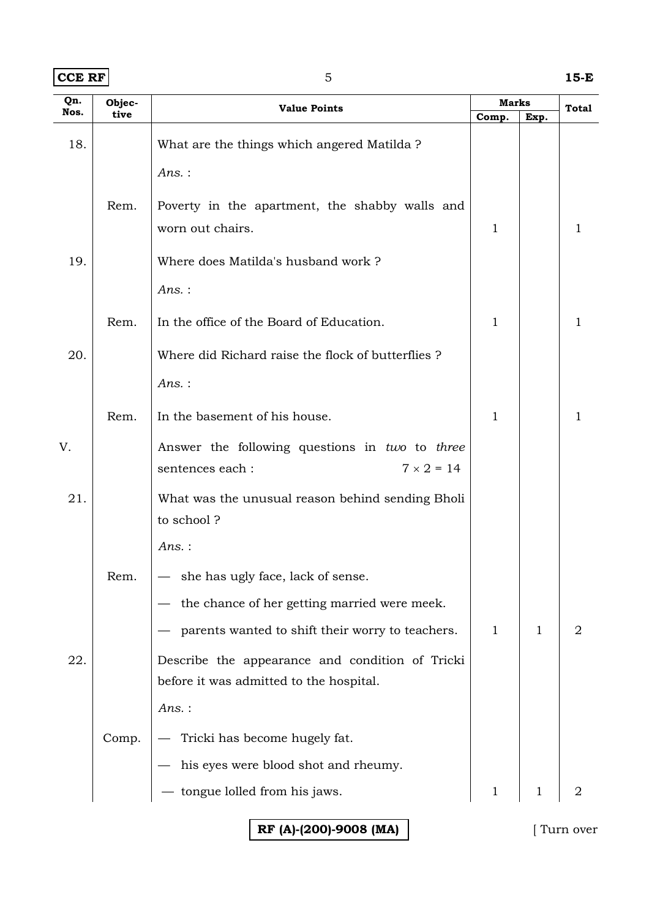| Qn. Nos. | Objective | Value Points | Marks | | Total |
|---|---|---|---|---|---|
| | | | Comp. | Exp. | |
| 18. | | What are the things which angered Matilda ? | | | |
| | | *Ans.* : | | | |
| | Rem. | Poverty in the apartment, the shabby walls and worn out chairs. | 1 | | 1 |
| 19. | | Where does Matilda's husband work ? | | | |
| | | *Ans.* : | | | |
| | Rem. | In the office of the Board of Education. | 1 | | 1 |
| 20. | | Where did Richard raise the flock of butterflies ? | | | |
| | | *Ans.* : | | | |
| | Rem. | In the basement of his house. | 1 | | 1 |
| V. | | Answer the following questions in *two* to *three* sentences each : $7 \times 2 = 14$ | | | |
| 21. | | What was the unusual reason behind sending Bholi to school ? | | | |
| | | *Ans.* : | | | |
| | Rem. | — she has ugly face, lack of sense.<br>— the chance of her getting married were meek.<br>— parents wanted to shift their worry to teachers. | 1 | 1 | 2 |
| 22. | | Describe the appearance and condition of Tricki before it was admitted to the hospital. | | | |
| | | *Ans.* : | | | |
| | Comp. | — Tricki has become hugely fat.<br>— his eyes were blood shot and rheumy.<br>— tongue lolled from his jaws. | 1 | 1 | 2 |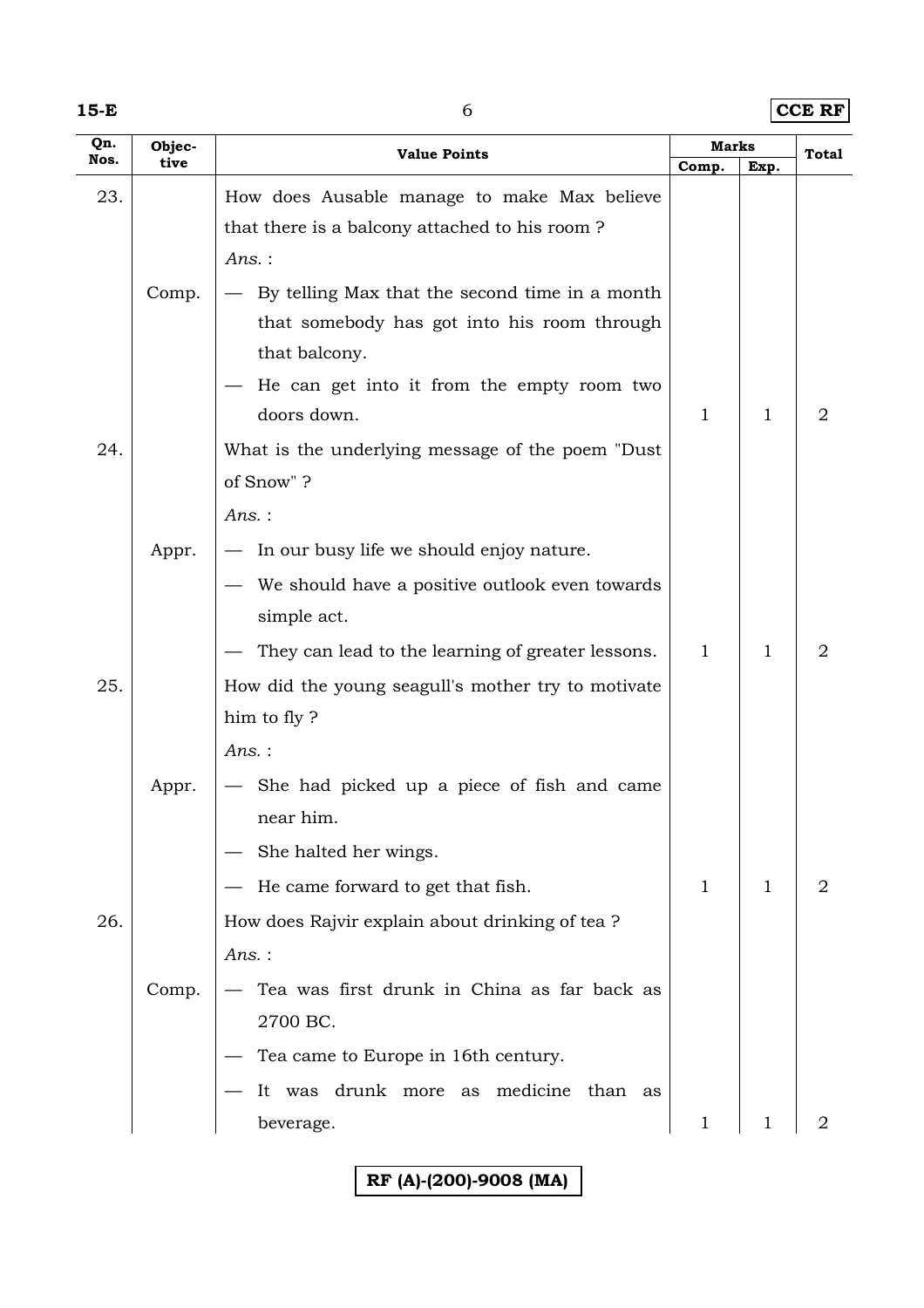| Qn. Nos. | Objective | Value Points | Marks | | Total |
|---|---|---|---|---|---|
| | | | Comp. | Exp. | |
| 23. | | How does Ausable manage to make Max believe that there is a balcony attached to his room ?<br>*Ans.* : | | | |
| | Comp. | — By telling Max that the second time in a month that somebody has got into his room through that balcony.<br>— He can get into it from the empty room two doors down. | 1 | 1 | 2 |
| 24. | | What is the underlying message of the poem "Dust of Snow" ?<br>*Ans.* : | | | |
| | Appr. | — In our busy life we should enjoy nature.<br>— We should have a positive outlook even towards simple act.<br>— They can lead to the learning of greater lessons. | 1 | 1 | 2 |
| 25. | | How did the young seagull's mother try to motivate him to fly ?<br>*Ans.* : | | | |
| | Appr. | — She had picked up a piece of fish and came near him.<br>— She halted her wings.<br>— He came forward to get that fish. | 1 | 1 | 2 |
| 26. | | How does Rajvir explain about drinking of tea ?<br>*Ans.* : | | | |
| | Comp. | — Tea was first drunk in China as far back as 2700 BC.<br>— Tea came to Europe in 16th century.<br>— It was drunk more as medicine than as beverage. | 1 | 1 | 2 |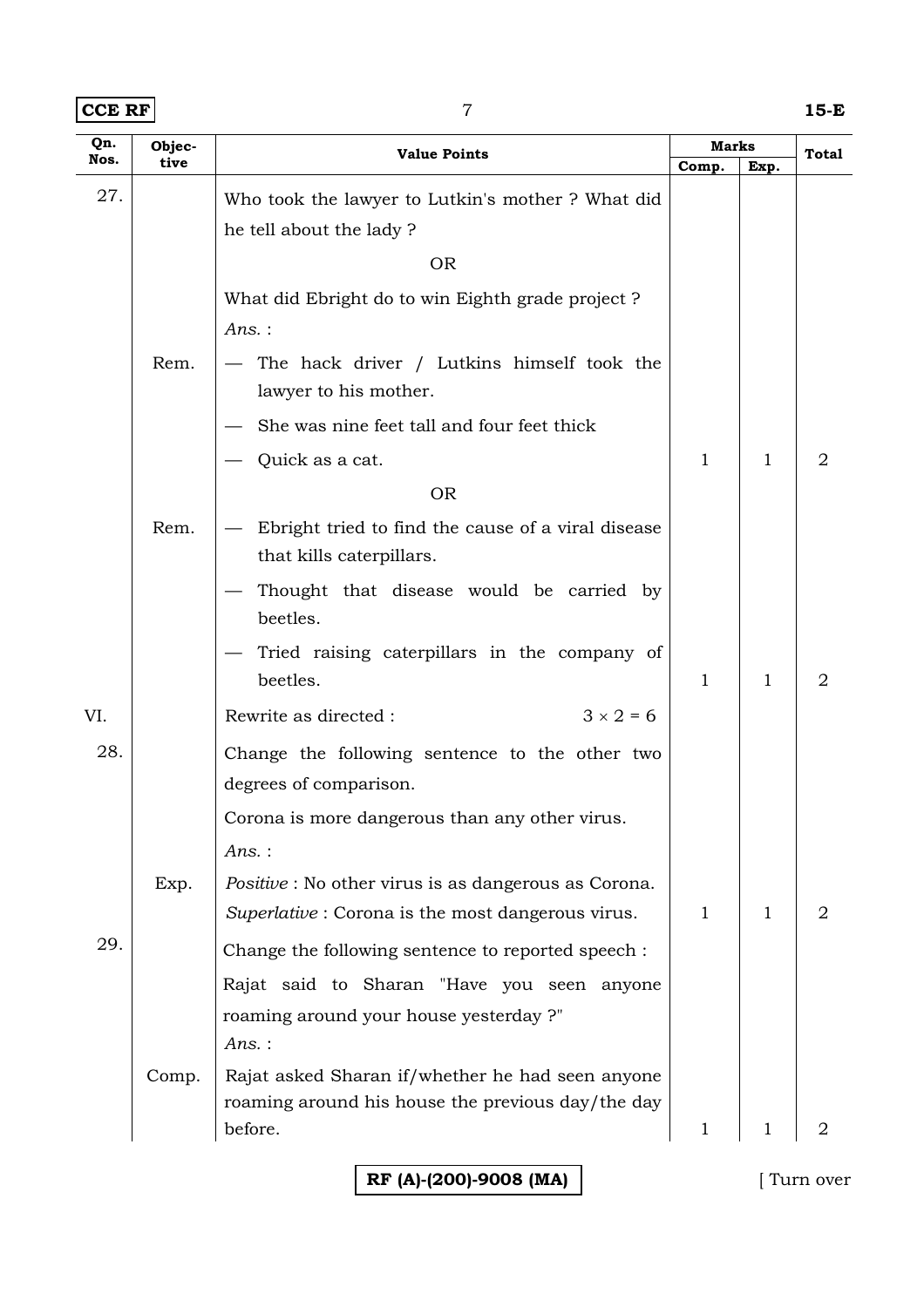| Qn. Nos. | Objective | Value Points | Marks | | Total |
|---|---|---|---|---|---|
| | | | Comp. | Exp. | |
| 27. | | Who took the lawyer to Lutkin's mother ? What did he tell about the lady ? | | | |
| | | OR | | | |
| | | What did Ebright do to win Eighth grade project ? | | | |
| | | *Ans.* : | | | |
| | Rem. | — The hack driver / Lutkins himself took the lawyer to his mother. | | | |
| | | — She was nine feet tall and four feet thick | | | |
| | | — Quick as a cat. | 1 | 1 | 2 |
| | | OR | | | |
| | Rem. | — Ebright tried to find the cause of a viral disease that kills caterpillars. | | | |
| | | — Thought that disease would be carried by beetles. | | | |
| | | — Tried raising caterpillars in the company of beetles. | 1 | 1 | 2 |
| VI. | | Rewrite as directed : $3 \times 2 = 6$ | | | |
| 28. | | Change the following sentence to the other two degrees of comparison. | | | |
| | | Corona is more dangerous than any other virus. | | | |
| | | *Ans.* : | | | |
| | Exp. | *Positive* : No other virus is as dangerous as Corona. | | | |
| | | *Superlative* : Corona is the most dangerous virus. | 1 | 1 | 2 |
| 29. | | Change the following sentence to reported speech : | | | |
| | | Rajat said to Sharan "Have you seen anyone roaming around your house yesterday ?" | | | |
| | | *Ans.* : | | | |
| | Comp. | Rajat asked Sharan if/whether he had seen anyone roaming around his house the previous day/the day before. | 1 | 1 | 2 |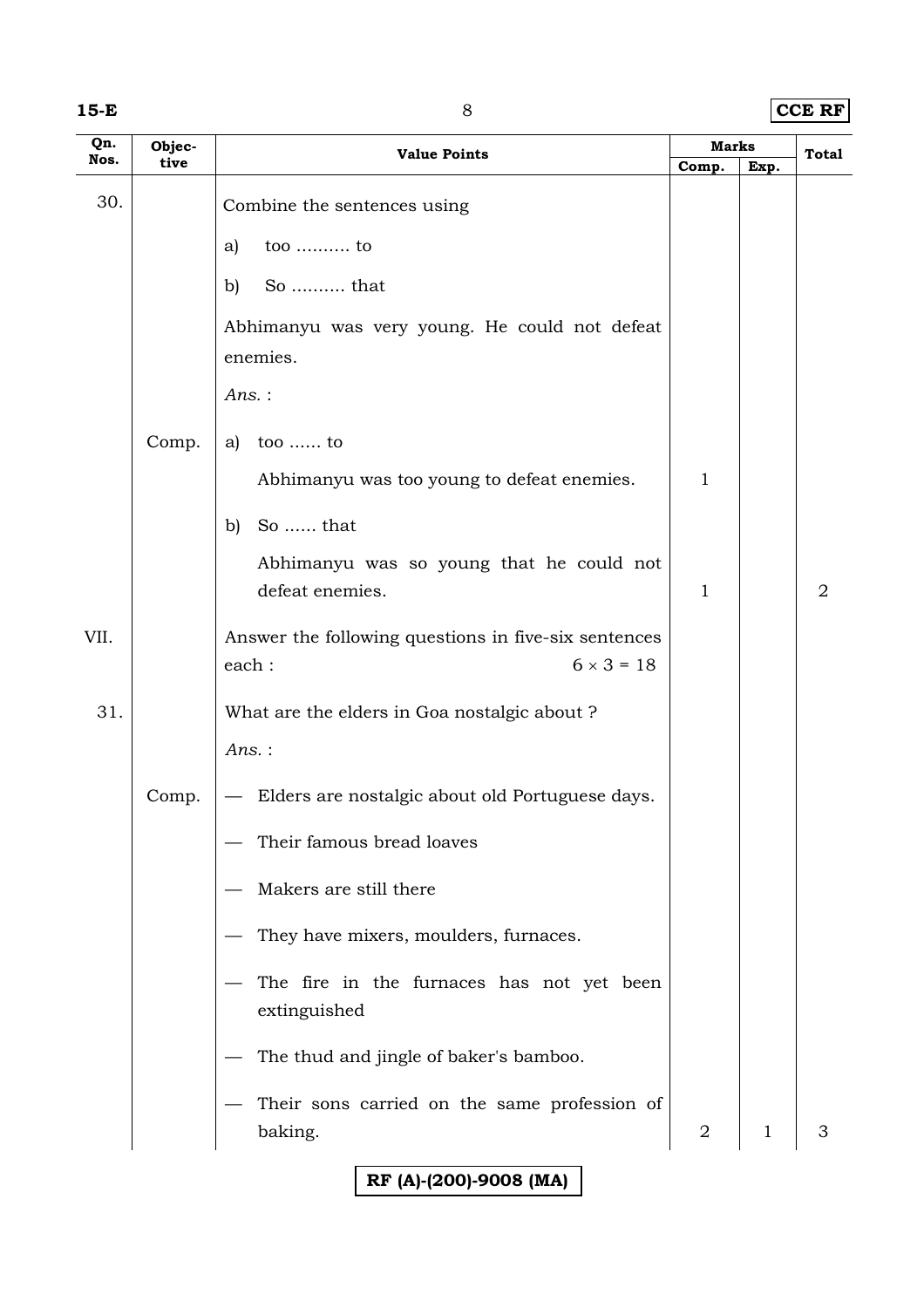| Qn. Nos. | Objective | Value Points | Marks | | Total |
|---|---|---|---|---|---|
| | | | Comp. | Exp. | |
| 30. | | Combine the sentences using<br>a) too .......... to<br>b) So .......... that<br>Abhimanyu was very young. He could not defeat enemies.<br>*Ans.* : | | | |
| | Comp. | a) too ...... to<br>Abhimanyu was too young to defeat enemies. | 1 | | |
| | | b) So ...... that<br>Abhimanyu was so young that he could not defeat enemies. | 1 | | 2 |
| VII. | | Answer the following questions in five-six sentences each : $6 \times 3 = 18$ | | | |
| 31. | | What are the elders in Goa nostalgic about ?<br>*Ans.* : | | | |
| | Comp. | — Elders are nostalgic about old Portuguese days.<br>— Their famous bread loaves<br>— Makers are still there<br>— They have mixers, moulders, furnaces.<br>— The fire in the furnaces has not yet been extinguished<br>— The thud and jingle of baker's bamboo.<br>— Their sons carried on the same profession of baking. | 2 | 1 | 3 |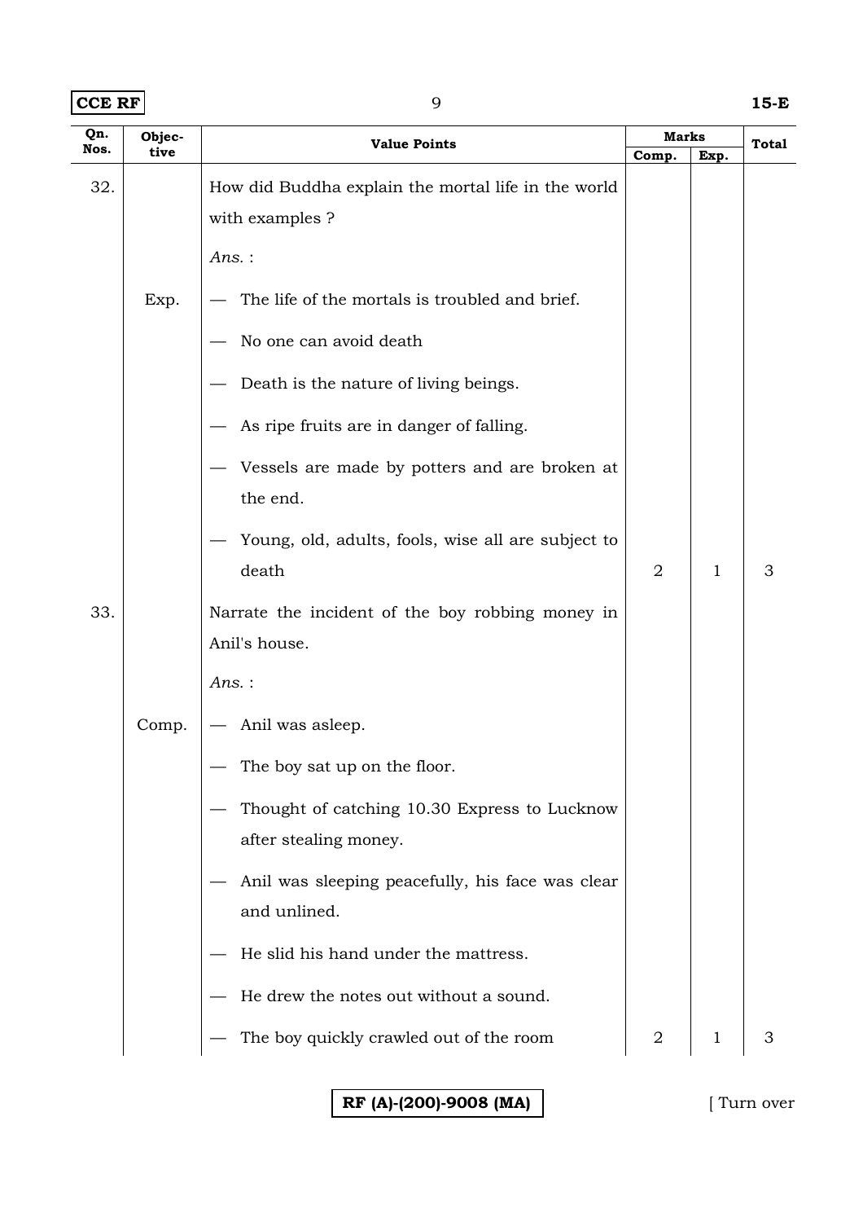| Qn. Nos. | Objec-tive | Value Points | Marks | | Total |
|---|---|---|---|---|---|
| | | | Comp. | Exp. | |
| 32. | | How did Buddha explain the mortal life in the world with examples ? | | | |
| | | *Ans.* : | | | |
| | Exp. | — The life of the mortals is troubled and brief. | | | |
| | | — No one can avoid death | | | |
| | | — Death is the nature of living beings. | | | |
| | | — As ripe fruits are in danger of falling. | | | |
| | | — Vessels are made by potters and are broken at the end. | | | |
| | | — Young, old, adults, fools, wise all are subject to death | 2 | 1 | 3 |
| 33. | | Narrate the incident of the boy robbing money in Anil's house. | | | |
| | | *Ans.* : | | | |
| | Comp. | — Anil was asleep. | | | |
| | | — The boy sat up on the floor. | | | |
| | | — Thought of catching 10.30 Express to Lucknow after stealing money. | | | |
| | | — Anil was sleeping peacefully, his face was clear and unlined. | | | |
| | | — He slid his hand under the mattress. | | | |
| | | — He drew the notes out without a sound. | | | |
| | | — The boy quickly crawled out of the room | 2 | 1 | 3 |

RF (A)-(200)-9008 (MA)

[ Turn over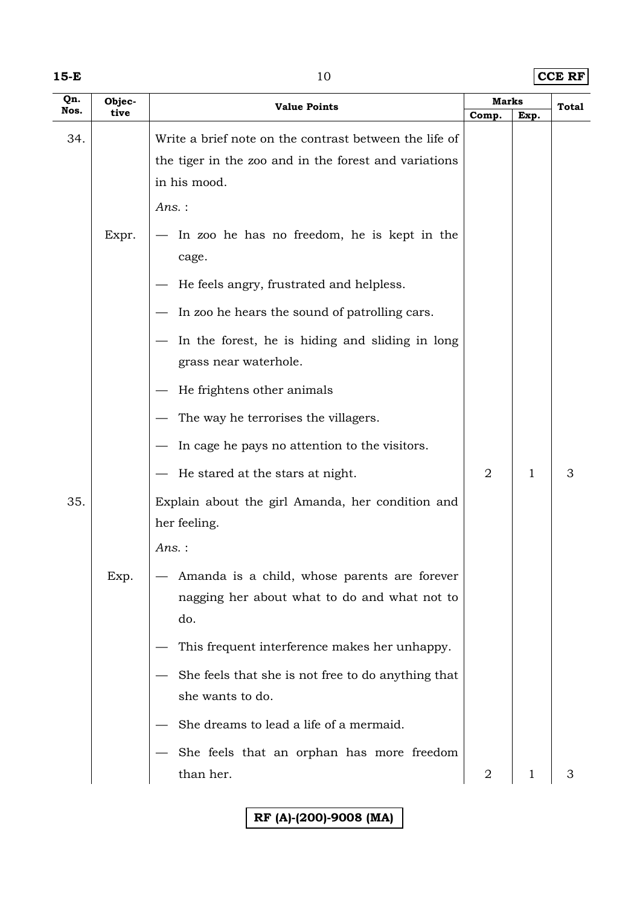| Qn. Nos. | Objective | Value Points | Marks | | Total |
|---|---|---|---|---|---|
| | | | Comp. | Exp. | |
| 34. | | Write a brief note on the contrast between the life of the tiger in the zoo and in the forest and variations in his mood. | | | |
| | | *Ans.* : | | | |
| | Expr. | — In zoo he has no freedom, he is kept in the cage. | | | |
| | | — He feels angry, frustrated and helpless. | | | |
| | | — In zoo he hears the sound of patrolling cars. | | | |
| | | — In the forest, he is hiding and sliding in long grass near waterhole. | | | |
| | | — He frightens other animals | | | |
| | | — The way he terrorises the villagers. | | | |
| | | — In cage he pays no attention to the visitors. | | | |
| | | — He stared at the stars at night. | 2 | 1 | 3 |
| 35. | | Explain about the girl Amanda, her condition and her feeling. | | | |
| | | *Ans.* : | | | |
| | Exp. | — Amanda is a child, whose parents are forever nagging her about what to do and what not to do. | | | |
| | | — This frequent interference makes her unhappy. | | | |
| | | — She feels that she is not free to do anything that she wants to do. | | | |
| | | — She dreams to lead a life of a mermaid. | | | |
| | | — She feels that an orphan has more freedom than her. | 2 | 1 | 3 |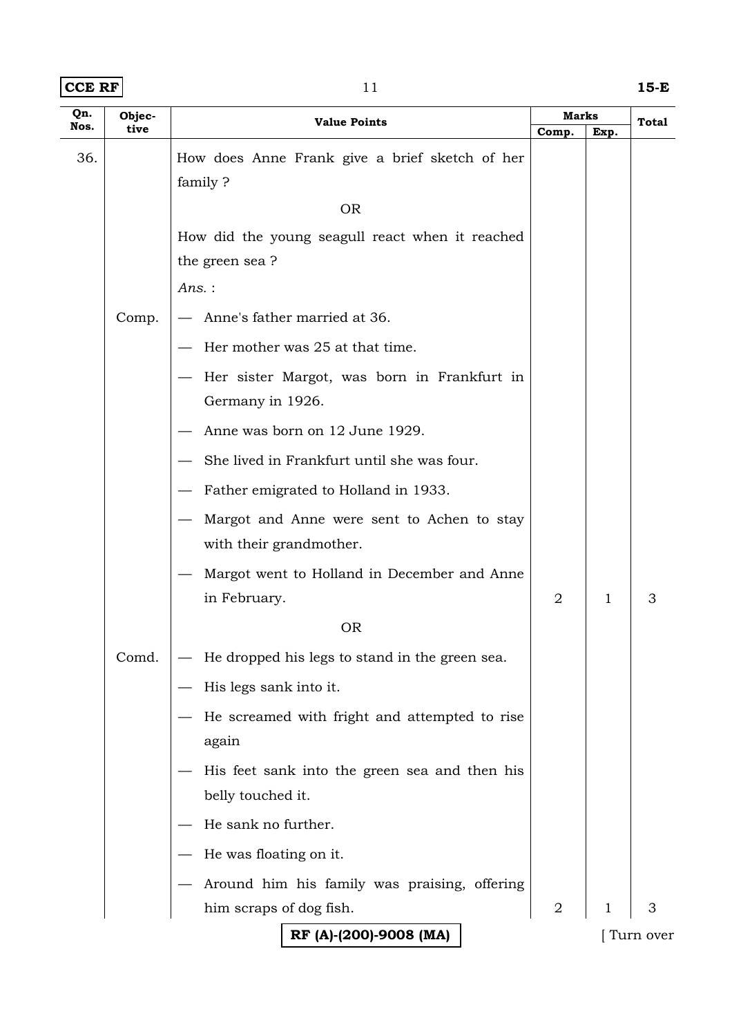| Qn. Nos. | Objective | Value Points | Marks | | Total |
|---|---|---|---|---|---|
| | | | Comp. | Exp. | |
| 36. | | How does Anne Frank give a brief sketch of her family ? | | | |
| | | OR | | | |
| | | How did the young seagull react when it reached the green sea ? | | | |
| | | *Ans.* : | | | |
| | Comp. | — Anne's father married at 36. | | | |
| | | — Her mother was 25 at that time. | | | |
| | | — Her sister Margot, was born in Frankfurt in Germany in 1926. | | | |
| | | — Anne was born on 12 June 1929. | | | |
| | | — She lived in Frankfurt until she was four. | | | |
| | | — Father emigrated to Holland in 1933. | | | |
| | | — Margot and Anne were sent to Achen to stay with their grandmother. | | | |
| | | — Margot went to Holland in December and Anne in February. | 2 | 1 | 3 |
| | | OR | | | |
| | Comd. | — He dropped his legs to stand in the green sea. | | | |
| | | — His legs sank into it. | | | |
| | | — He screamed with fright and attempted to rise again | | | |
| | | — His feet sank into the green sea and then his belly touched it. | | | |
| | | — He sank no further. | | | |
| | | — He was floating on it. | | | |
| | | — Around him his family was praising, offering him scraps of dog fish. | 2 | 1 | 3 |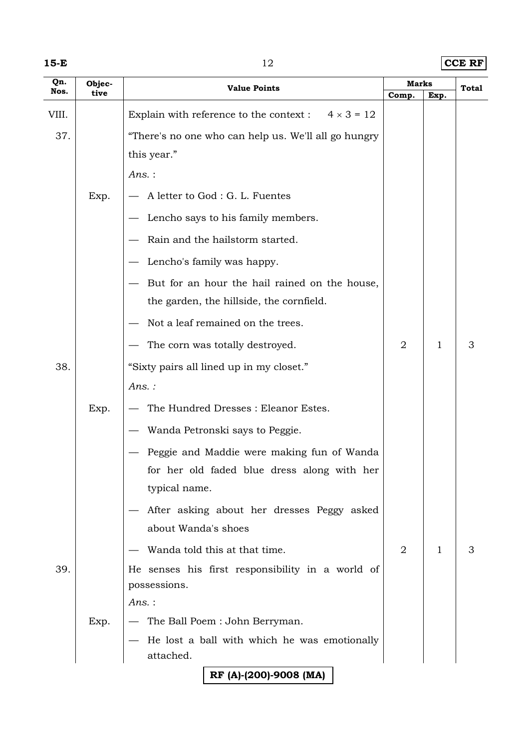| Qn. Nos. | Objective | Value Points | Marks | | Total |
|---|---|---|---|---|---|
| | | | Comp. | Exp. | |
| VIII. | | Explain with reference to the context : $4 \times 3 = 12$ | | | |
| 37. | | "There's no one who can help us. We'll all go hungry this year." | | | |
| | | *Ans.* : | | | |
| | Exp. | — A letter to God : G. L. Fuentes | | | |
| | | — Lencho says to his family members. | | | |
| | | — Rain and the hailstorm started. | | | |
| | | — Lencho's family was happy. | | | |
| | | — But for an hour the hail rained on the house, the garden, the hillside, the cornfield. | | | |
| | | — Not a leaf remained on the trees. | | | |
| | | — The corn was totally destroyed. | 2 | 1 | 3 |
| 38. | | "Sixty pairs all lined up in my closet." | | | |
| | | *Ans. :* | | | |
| | Exp. | — The Hundred Dresses : Eleanor Estes. | | | |
| | | — Wanda Petronski says to Peggie. | | | |
| | | — Peggie and Maddie were making fun of Wanda for her old faded blue dress along with her typical name. | | | |
| | | — After asking about her dresses Peggy asked about Wanda's shoes | | | |
| | | — Wanda told this at that time. | 2 | 1 | 3 |
| 39. | | He senses his first responsibility in a world of possessions. | | | |
| | | *Ans.* : | | | |
| | Exp. | — The Ball Poem : John Berryman. | | | |
| | | — He lost a ball with which he was emotionally attached. | | | |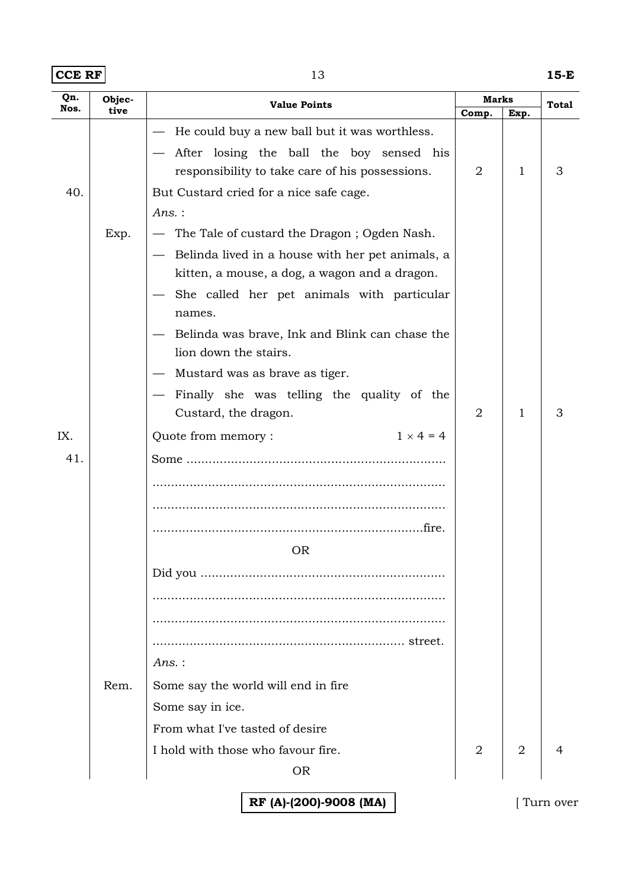| Qn. Nos. | Objec-tive | Value Points | Marks | | Total |
|---|---|---|---|---|---|
| | | | Comp. | Exp. | |
| | | — He could buy a new ball but it was worthless.<br>— After losing the ball the boy sensed his responsibility to take care of his possessions. | 2 | 1 | 3 |
| 40. | | But Custard cried for a nice safe cage.<br>*Ans.* : | | | |
| | Exp. | — The Tale of custard the Dragon ; Ogden Nash.<br>— Belinda lived in a house with her pet animals, a kitten, a mouse, a dog, a wagon and a dragon.<br>— She called her pet animals with particular names.<br>— Belinda was brave, Ink and Blink can chase the lion down the stairs.<br>— Mustard was as brave as tiger.<br>— Finally she was telling the quality of the Custard, the dragon. | 2 | 1 | 3 |
| IX. | | Quote from memory : $1 \times 4 = 4$ | | | |
| 41. | | Some ..........................................................<br>..........................................................<br>..........................................................<br>..........................................................fire.<br>OR<br>Did you ..........................................................<br>..........................................................<br>..........................................................<br>.......................................................... street.<br>*Ans.* : | | | |
| | Rem. | Some say the world will end in fire<br>Some say in ice.<br>From what I've tasted of desire<br>I hold with those who favour fire. | 2 | 2 | 4 |
| | | OR | | | |

RF (A)-(200)-9008 (MA)

[ Turn over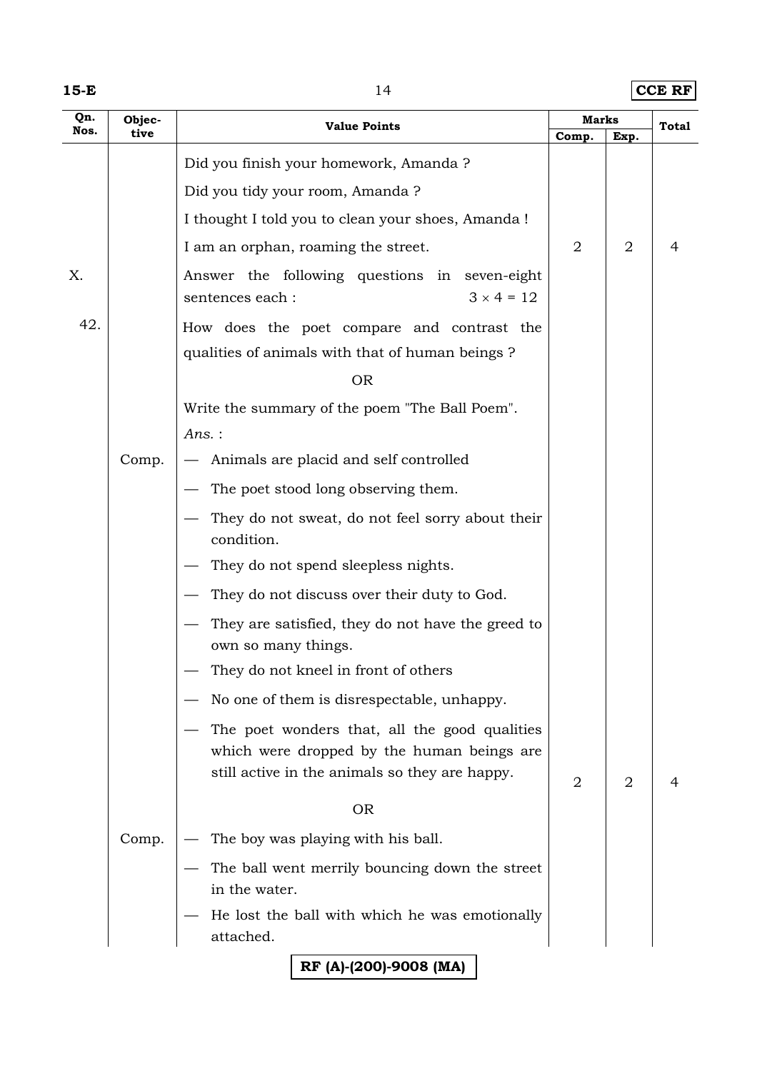| Qn. Nos. | Objective | Value Points | Marks Comp. | Marks Exp. | Total |
|---|---|---|---|---|---|
| | | Did you finish your homework, Amanda ? <br> Did you tidy your room, Amanda ? <br> I thought I told you to clean your shoes, Amanda ! <br> I am an orphan, roaming the street. | 2 | 2 | 4 |
| X. | | Answer the following questions in seven-eight sentences each : $3 \times 4 = 12$ | | | |
| 42. | | How does the poet compare and contrast the qualities of animals with that of human beings ? <br> OR <br> Write the summary of the poem "The Ball Poem". <br> *Ans.* : | | | |
| | Comp. | — Animals are placid and self controlled <br> — The poet stood long observing them. <br> — They do not sweat, do not feel sorry about their condition. <br> — They do not spend sleepless nights. <br> — They do not discuss over their duty to God. <br> — They are satisfied, they do not have the greed to own so many things. <br> — They do not kneel in front of others <br> — No one of them is disrespectable, unhappy. <br> — The poet wonders that, all the good qualities which were dropped by the human beings are still active in the animals so they are happy. | 2 | 2 | 4 |
| | | OR | | | |
| | Comp. | — The boy was playing with his ball. <br> — The ball went merrily bouncing down the street in the water. <br> — He lost the ball with which he was emotionally attached. | | | |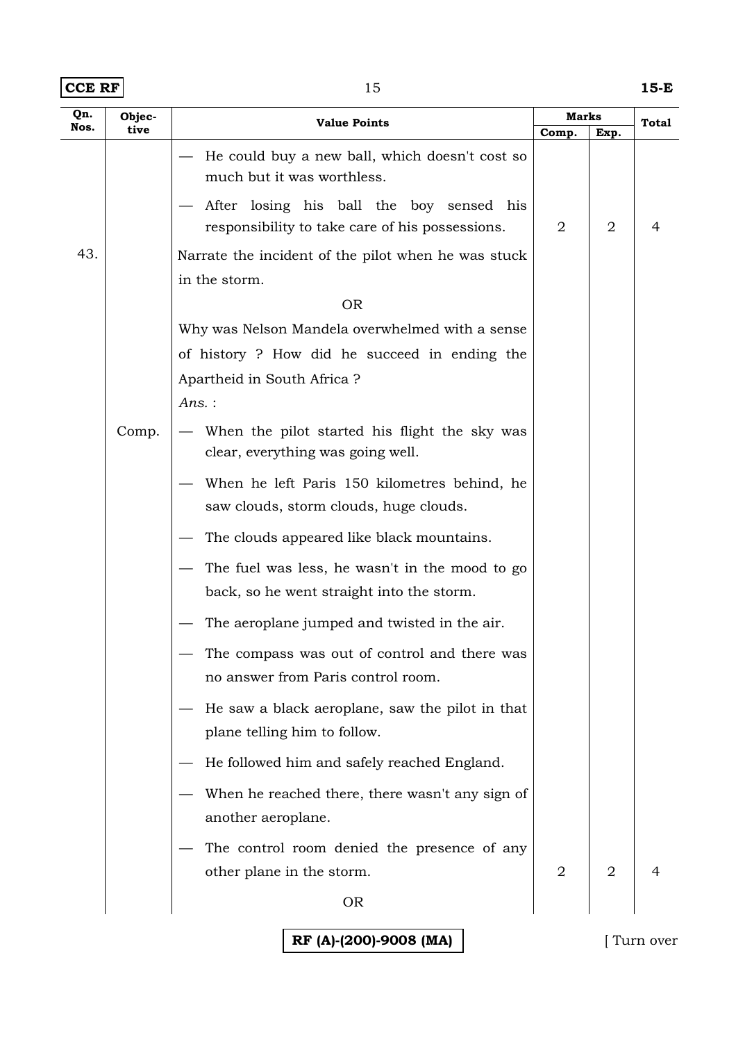| Qn. Nos. | Objective | Value Points | Marks | | Total |
|---|---|---|---|---|---|
| | | | Comp. | Exp. | |
| | | — He could buy a new ball, which doesn't cost so much but it was worthless.<br>— After losing his ball the boy sensed his responsibility to take care of his possessions. | 2 | 2 | 4 |
| 43. | | Narrate the incident of the pilot when he was stuck in the storm.<br>OR<br>Why was Nelson Mandela overwhelmed with a sense of history ? How did he succeed in ending the Apartheid in South Africa ?<br>*Ans.* : | | | |
| | Comp. | — When the pilot started his flight the sky was clear, everything was going well.<br>— When he left Paris 150 kilometres behind, he saw clouds, storm clouds, huge clouds.<br>— The clouds appeared like black mountains.<br>— The fuel was less, he wasn't in the mood to go back, so he went straight into the storm.<br>— The aeroplane jumped and twisted in the air.<br>— The compass was out of control and there was no answer from Paris control room.<br>— He saw a black aeroplane, saw the pilot in that plane telling him to follow.<br>— He followed him and safely reached England.<br>— When he reached there, there wasn't any sign of another aeroplane.<br>— The control room denied the presence of any other plane in the storm. | 2 | 2 | 4 |
| | | OR | | | |

RF (A)-(200)-9008 (MA)

[ Turn over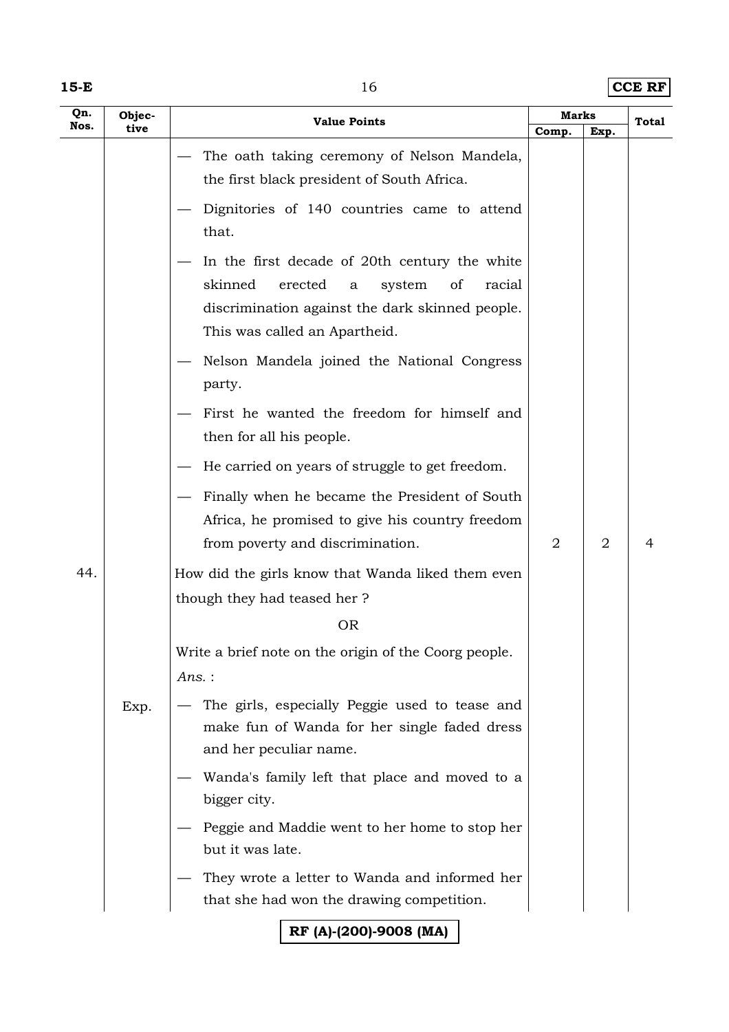| Qn. Nos. | Objective | Value Points | Marks | | Total |
|---|---|---|---|---|---|
| | | | Comp. | Exp. | |
| | | — The oath taking ceremony of Nelson Mandela, the first black president of South Africa.<br>— Dignitories of 140 countries came to attend that.<br>— In the first decade of 20th century the white skinned erected a system of racial discrimination against the dark skinned people. This was called an Apartheid.<br>— Nelson Mandela joined the National Congress party.<br>— First he wanted the freedom for himself and then for all his people.<br>— He carried on years of struggle to get freedom.<br>— Finally when he became the President of South Africa, he promised to give his country freedom from poverty and discrimination. | 2 | 2 | 4 |
| 44. | | How did the girls know that Wanda liked them even though they had teased her ?<br>OR<br>Write a brief note on the origin of the Coorg people.<br>*Ans.* : | | | |
| | Exp. | — The girls, especially Peggie used to tease and make fun of Wanda for her single faded dress and her peculiar name.<br>— Wanda's family left that place and moved to a bigger city.<br>— Peggie and Maddie went to her home to stop her but it was late.<br>— They wrote a letter to Wanda and informed her that she had won the drawing competition. | | | |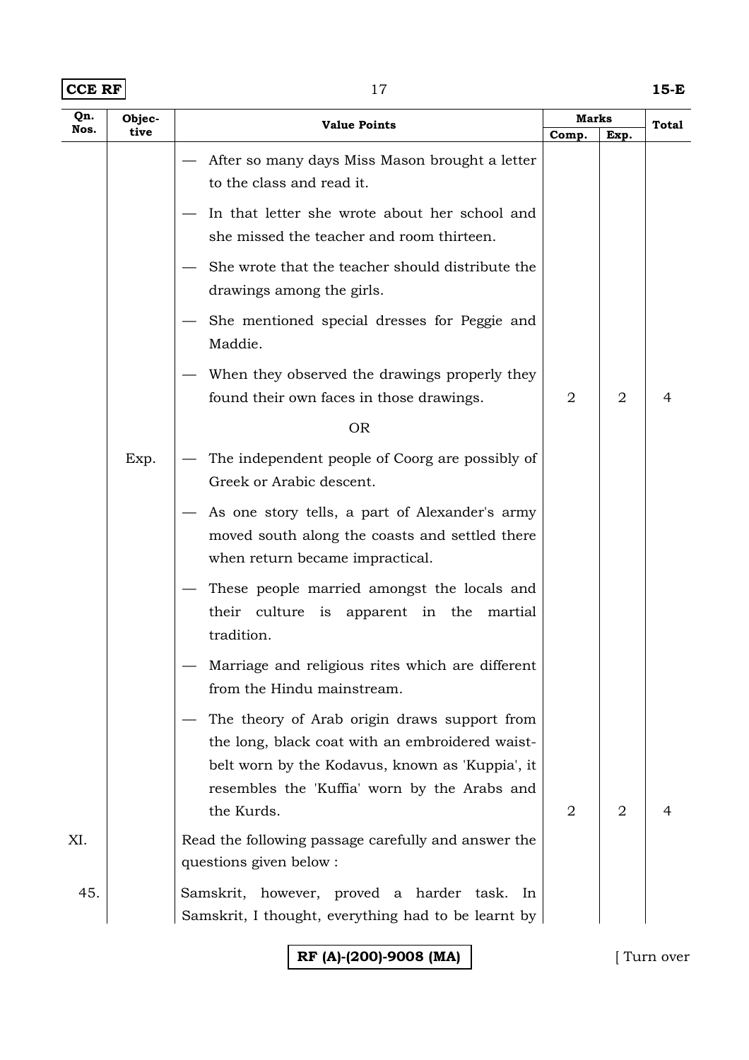| Qn. Nos. | Objective | Value Points | Marks Comp. | Marks Exp. | Total |
|---|---|---|---|---|---|
| | | — After so many days Miss Mason brought a letter to the class and read it.<br>— In that letter she wrote about her school and she missed the teacher and room thirteen.<br>— She wrote that the teacher should distribute the drawings among the girls.<br>— She mentioned special dresses for Peggie and Maddie.<br>— When they observed the drawings properly they found their own faces in those drawings. | 2 | 2 | 4 |
| | | OR | | | |
| | Exp. | — The independent people of Coorg are possibly of Greek or Arabic descent.<br>— As one story tells, a part of Alexander's army moved south along the coasts and settled there when return became impractical.<br>— These people married amongst the locals and their culture is apparent in the martial tradition.<br>— Marriage and religious rites which are different from the Hindu mainstream.<br>— The theory of Arab origin draws support from the long, black coat with an embroidered waist-belt worn by the Kodavus, known as 'Kuppia', it resembles the 'Kuffia' worn by the Arabs and the Kurds. | 2 | 2 | 4 |
| XI. | | Read the following passage carefully and answer the questions given below : | | | |
| 45. | | Samskrit, however, proved a harder task. In Samskrit, I thought, everything had to be learnt by | | | |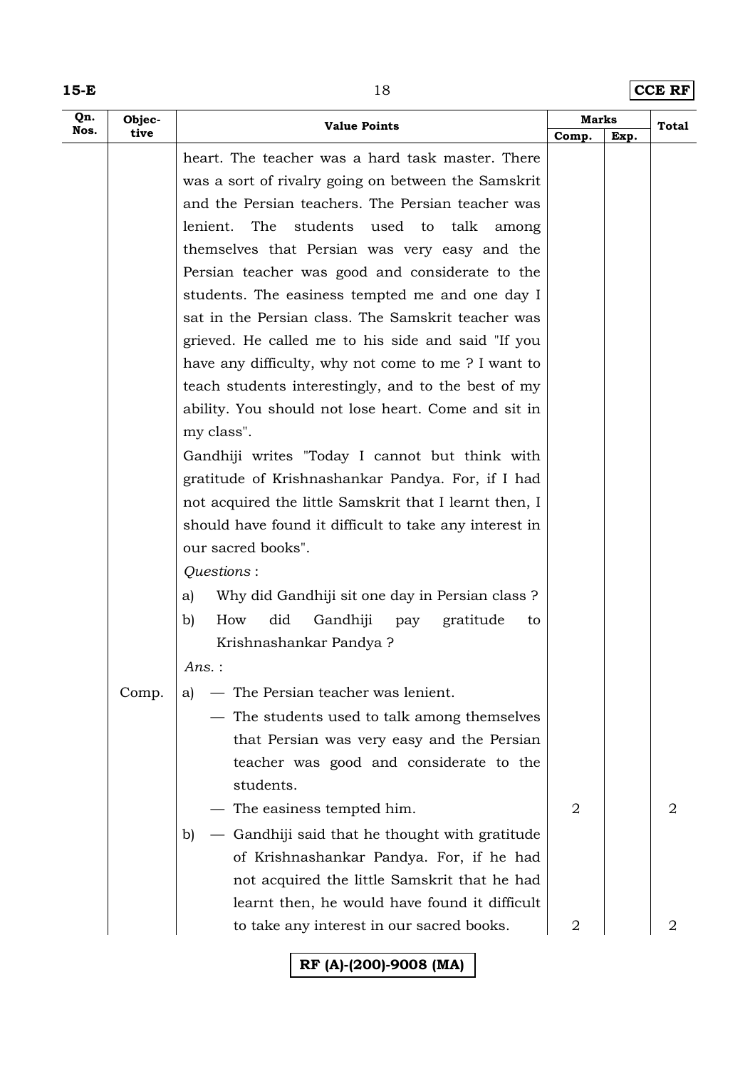| Qn. Nos. | Objective | Value Points | Marks | | Total |
|---|---|---|---|---|---|
| | | | Comp. | Exp. | |
| | | heart. The teacher was a hard task master. There was a sort of rivalry going on between the Samskrit and the Persian teachers. The Persian teacher was lenient. The students used to talk among themselves that Persian was very easy and the Persian teacher was good and considerate to the students. The easiness tempted me and one day I sat in the Persian class. The Samskrit teacher was grieved. He called me to his side and said "If you have any difficulty, why not come to me ? I want to teach students interestingly, and to the best of my ability. You should not lose heart. Come and sit in my class". | | | |
| | | Gandhiji writes "Today I cannot but think with gratitude of Krishnashankar Pandya. For, if I had not acquired the little Samskrit that I learnt then, I should have found it difficult to take any interest in our sacred books". | | | |
| | | *Questions* : | | | |
| | | a) Why did Gandhiji sit one day in Persian class ? | | | |
| | | b) How did Gandhiji pay gratitude to Krishnashankar Pandya ? | | | |
| | | *Ans.* : | | | |
| | Comp. | a) — The Persian teacher was lenient. | | | |
| | | — The students used to talk among themselves that Persian was very easy and the Persian teacher was good and considerate to the students. | | | |
| | | — The easiness tempted him. | 2 | | 2 |
| | | b) — Gandhiji said that he thought with gratitude of Krishnashankar Pandya. For, if he had not acquired the little Samskrit that he had learnt then, he would have found it difficult to take any interest in our sacred books. | 2 | | 2 |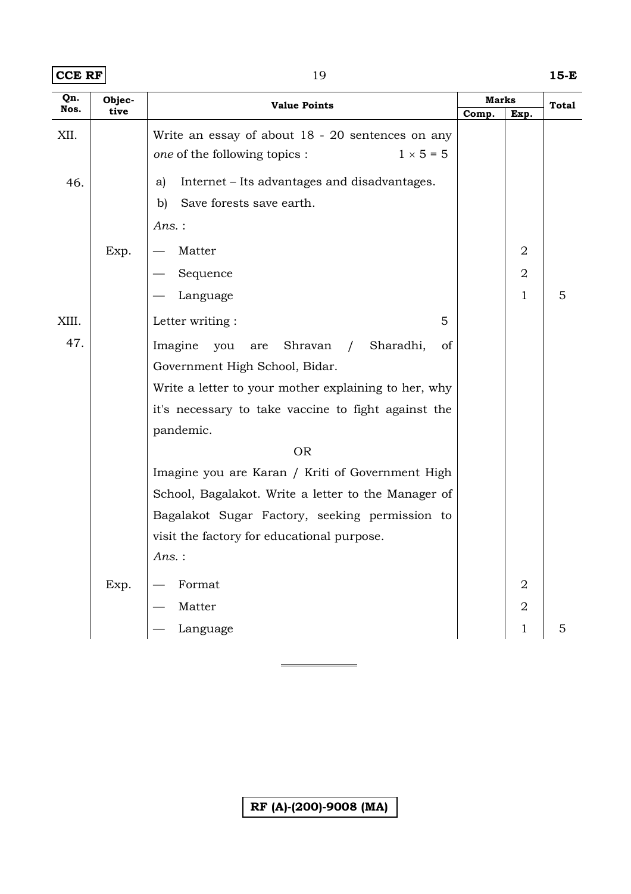| Qn. Nos. | Objec-tive | Value Points | Marks | | Total |
|---|---|---|---|---|---|
| | | | Comp. | Exp. | |
| XII. | | Write an essay of about 18 - 20 sentences on any *one* of the following topics : $1 \times 5 = 5$ | | | |
| 46. | | a) Internet – Its advantages and disadvantages. | | | |
| | | b) Save forests save earth. | | | |
| | | *Ans.* : | | | |
| | Exp. | — Matter | | 2 | |
| | | — Sequence | | 2 | |
| | | — Language | | 1 | 5 |
| XIII. | | Letter writing : 5 | | | |
| 47. | | Imagine you are Shravan / Sharadhi, of Government High School, Bidar. Write a letter to your mother explaining to her, why it's necessary to take vaccine to fight against the pandemic. | | | |
| | | OR | | | |
| | | Imagine you are Karan / Kriti of Government High School, Bagalakot. Write a letter to the Manager of Bagalakot Sugar Factory, seeking permission to visit the factory for educational purpose. | | | |
| | | *Ans.* : | | | |
| | Exp. | — Format | | 2 | |
| | | — Matter | | 2 | |
| | | — Language | | 1 | 5 |